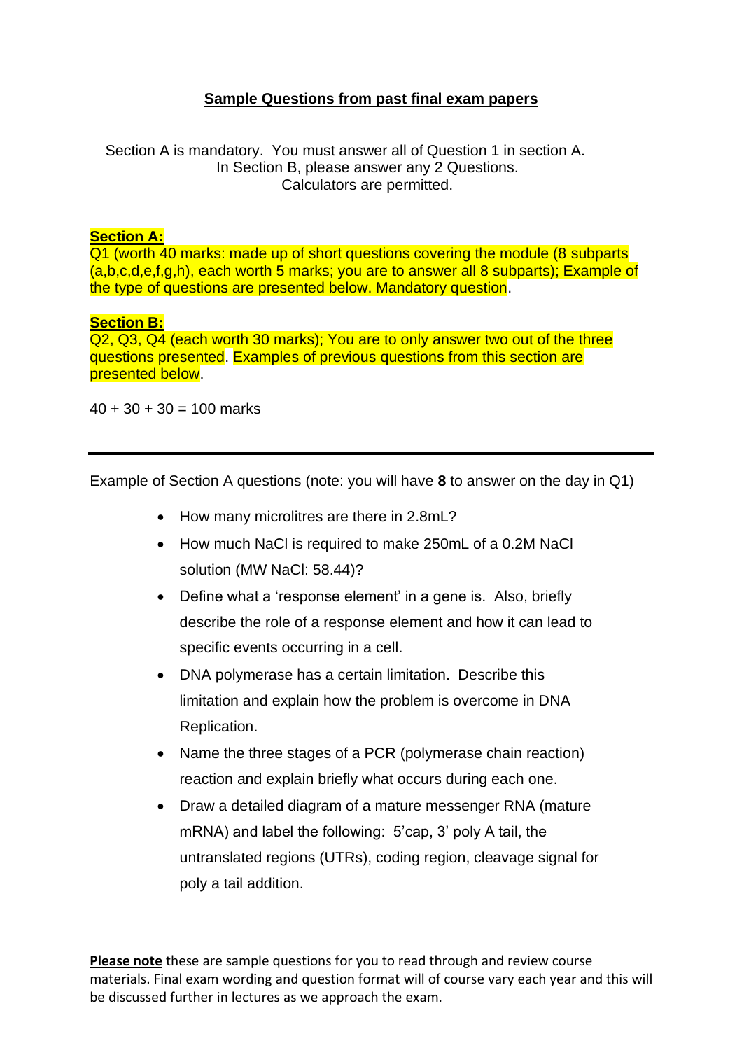## Sample Questions from past final exam papers

Section A is mandatory. You must answer all of Question 1 in section A.
In Section B, please answer any 2 Questions.
Calculators are permitted.

**Section A:**
Q1 (worth 40 marks: made up of short questions covering the module (8 subparts (a,b,c,d,e,f,g,h), each worth 5 marks; you are to answer all 8 subparts); Example of the type of questions are presented below. Mandatory question.

**Section B:**
Q2, Q3, Q4 (each worth 30 marks); You are to only answer two out of the three questions presented. Examples of previous questions from this section are presented below.

40 + 30 + 30 = 100 marks

---

Example of Section A questions (note: you will have **8** to answer on the day in Q1)

- How many microlitres are there in 2.8mL?
- How much NaCl is required to make 250mL of a 0.2M NaCl solution (MW NaCl: 58.44)?
- Define what a 'response element' in a gene is. Also, briefly describe the role of a response element and how it can lead to specific events occurring in a cell.
- DNA polymerase has a certain limitation. Describe this limitation and explain how the problem is overcome in DNA Replication.
- Name the three stages of a PCR (polymerase chain reaction) reaction and explain briefly what occurs during each one.
- Draw a detailed diagram of a mature messenger RNA (mature mRNA) and label the following: 5'cap, 3' poly A tail, the untranslated regions (UTRs), coding region, cleavage signal for poly a tail addition.

**Please note** these are sample questions for you to read through and review course materials. Final exam wording and question format will of course vary each year and this will be discussed further in lectures as we approach the exam.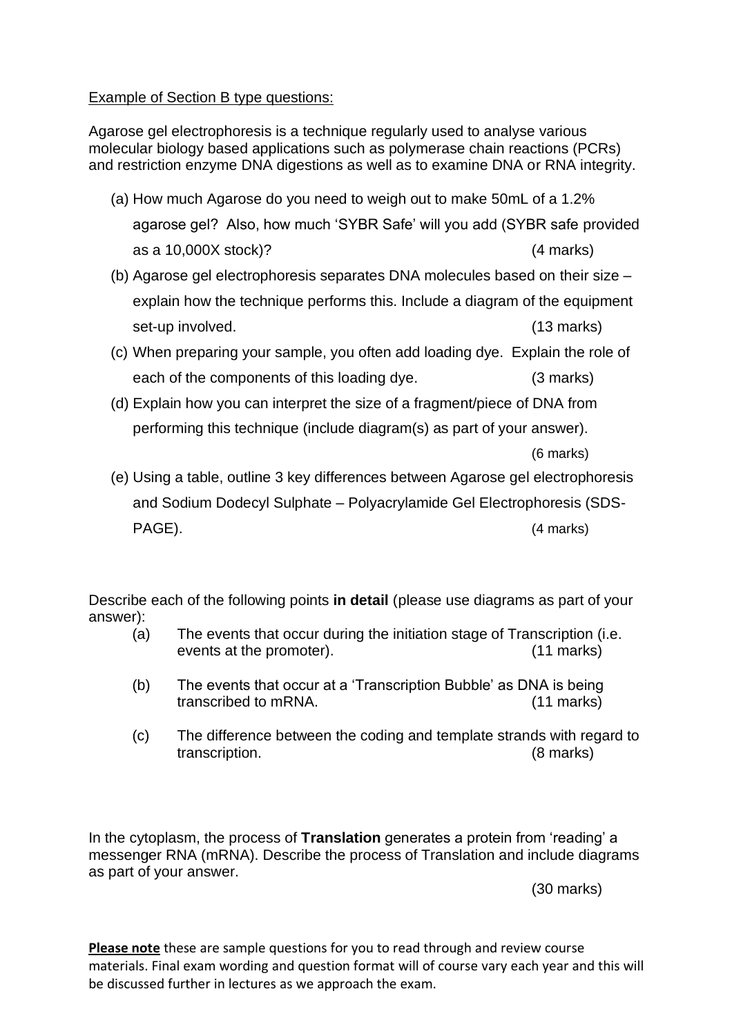Example of Section B type questions:

Agarose gel electrophoresis is a technique regularly used to analyse various molecular biology based applications such as polymerase chain reactions (PCRs) and restriction enzyme DNA digestions as well as to examine DNA or RNA integrity.

(a) How much Agarose do you need to weigh out to make 50mL of a 1.2% agarose gel? Also, how much 'SYBR Safe' will you add (SYBR safe provided as a 10,000X stock)? (4 marks)

(b) Agarose gel electrophoresis separates DNA molecules based on their size – explain how the technique performs this. Include a diagram of the equipment set-up involved. (13 marks)

(c) When preparing your sample, you often add loading dye. Explain the role of each of the components of this loading dye. (3 marks)

(d) Explain how you can interpret the size of a fragment/piece of DNA from performing this technique (include diagram(s) as part of your answer). (6 marks)

(e) Using a table, outline 3 key differences between Agarose gel electrophoresis and Sodium Dodecyl Sulphate – Polyacrylamide Gel Electrophoresis (SDS-PAGE). (4 marks)

Describe each of the following points **in detail** (please use diagrams as part of your answer):

(a) The events that occur during the initiation stage of Transcription (i.e. events at the promoter). (11 marks)

(b) The events that occur at a 'Transcription Bubble' as DNA is being transcribed to mRNA. (11 marks)

(c) The difference between the coding and template strands with regard to transcription. (8 marks)

In the cytoplasm, the process of **Translation** generates a protein from 'reading' a messenger RNA (mRNA). Describe the process of Translation and include diagrams as part of your answer.

(30 marks)

**Please note** these are sample questions for you to read through and review course materials. Final exam wording and question format will of course vary each year and this will be discussed further in lectures as we approach the exam.